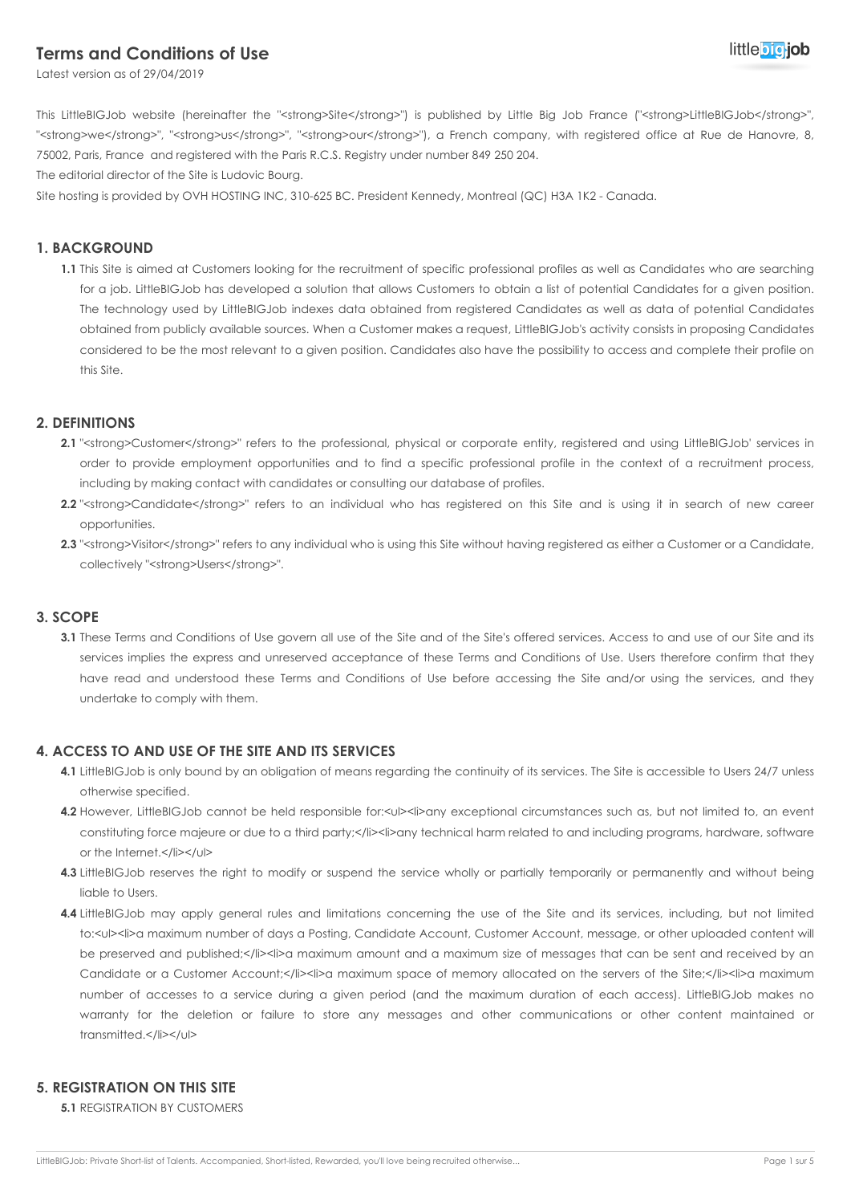# Terms and Conditions of Use

Latest version as of 29/04/2019

This LittleBIGJob website (hereinafter the "<strong>Site</strong>") is published by Little Big Job France ("<strong>LittleBIGJob</strong>", "<strong>we</strong>", "<strong>us</strong>", "<strong>our</strong>"), a French company, with registered office at Rue de Hanovre, 8, 75002, Paris, France and registered with the Paris R.C.S. Registry under number 849 250 204.

The editorial director of the Site is Ludovic Bourg.

Site hosting is provided by OVH HOSTING INC, 310-625 BC. President Kennedy, Montreal (QC) H3A 1K2 - Canada.

## 1. BACKGROUND

**1.1** This Site is aimed at Customers looking for the recruitment of specific professional profiles as well as Candidates who are searching for a job. LittleBIGJob has developed a solution that allows Customers to obtain a list of potential Candidates for a given position. The technology used by LittleBIGJob indexes data obtained from registered Candidates as well as data of potential Candidates obtained from publicly available sources. When a Customer makes a request, LittleBIGJob's activity consists in proposing Candidates considered to be the most relevant to a given position. Candidates also have the possibility to access and complete their profile on this Site.

## 2. DEFINITIONS

**2.1** "<strong>Customer</strong>" refers to the professional, physical or corporate entity, registered and using LittleBIGJob' services in order to provide employment opportunities and to find a specific professional profile in the context of a recruitment process, including by making contact with candidates or consulting our database of profiles.

**2.2** "<strong>Candidate</strong>" refers to an individual who has registered on this Site and is using it in search of new career opportunities.

**2.3** "<strong>Visitor</strong>" refers to any individual who is using this Site without having registered as either a Customer or a Candidate, collectively "<strong>Users</strong>".

## 3. SCOPE

**3.1** These Terms and Conditions of Use govern all use of the Site and of the Site's offered services. Access to and use of our Site and its services implies the express and unreserved acceptance of these Terms and Conditions of Use. Users therefore confirm that they have read and understood these Terms and Conditions of Use before accessing the Site and/or using the services, and they undertake to comply with them.

## 4. ACCESS TO AND USE OF THE SITE AND ITS SERVICES

**4.1** LittleBIGJob is only bound by an obligation of means regarding the continuity of its services. The Site is accessible to Users 24/7 unless otherwise specified.

**4.2** However, LittleBIGJob cannot be held responsible for:<ul><li>any exceptional circumstances such as, but not limited to, an event constituting force majeure or due to a third party;</li><li>any technical harm related to and including programs, hardware, software or the Internet.</li></ul>

**4.3** LittleBIGJob reserves the right to modify or suspend the service wholly or partially temporarily or permanently and without being liable to Users.

**4.4** LittleBIGJob may apply general rules and limitations concerning the use of the Site and its services, including, but not limited to:<ul><li>a maximum number of days a Posting, Candidate Account, Customer Account, message, or other uploaded content will be preserved and published;</li><li>a maximum amount and a maximum size of messages that can be sent and received by an Candidate or a Customer Account;</li><li>a maximum space of memory allocated on the servers of the Site;</li><li>a maximum number of accesses to a service during a given period (and the maximum duration of each access). LittleBIGJob makes no warranty for the deletion or failure to store any messages and other communications or other content maintained or transmitted.</li></ul>

## 5. REGISTRATION ON THIS SITE

**5.1** REGISTRATION BY CUSTOMERS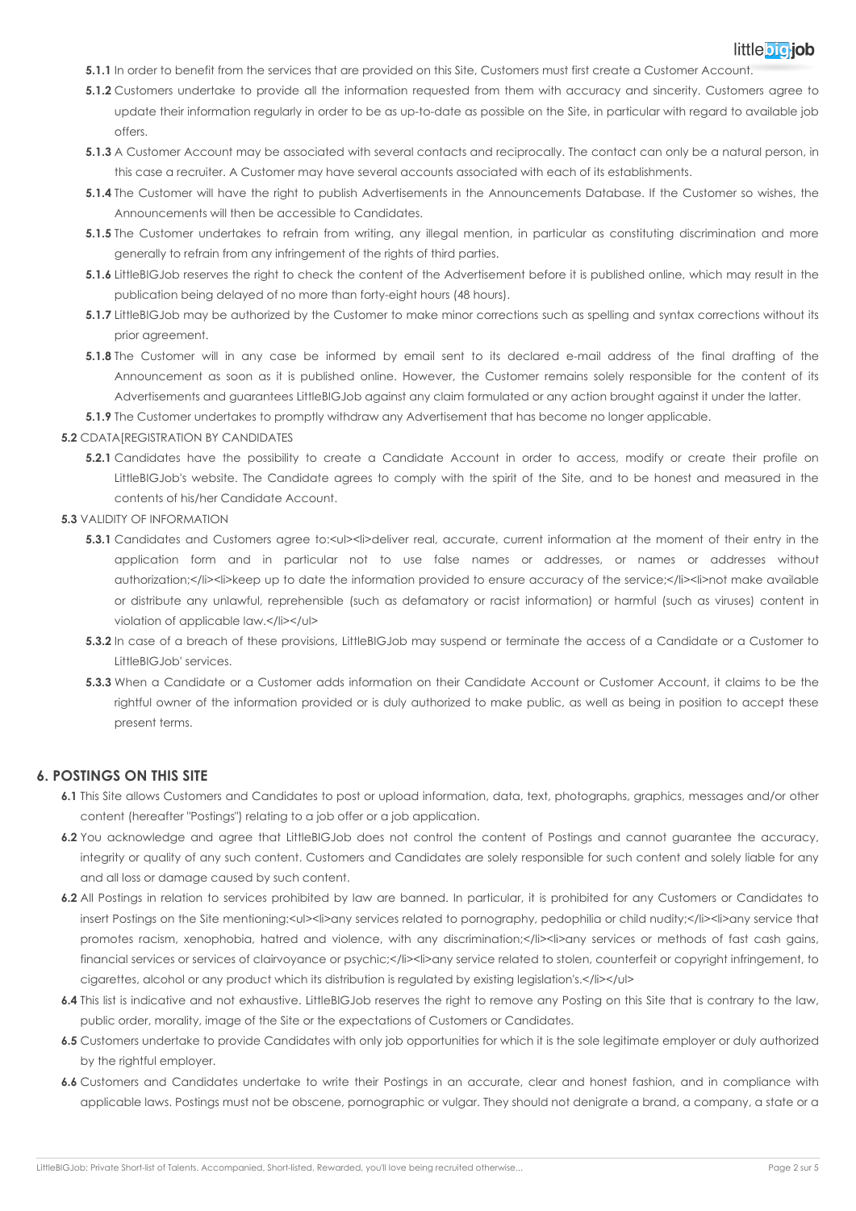**5.1.1** In order to benefit from the services that are provided on this Site, Customers must first create a Customer Account.

**5.1.2** Customers undertake to provide all the information requested from them with accuracy and sincerity. Customers agree to update their information regularly in order to be as up-to-date as possible on the Site, in particular with regard to available job offers.

**5.1.3** A Customer Account may be associated with several contacts and reciprocally. The contact can only be a natural person, in this case a recruiter. A Customer may have several accounts associated with each of its establishments.

**5.1.4** The Customer will have the right to publish Advertisements in the Announcements Database. If the Customer so wishes, the Announcements will then be accessible to Candidates.

**5.1.5** The Customer undertakes to refrain from writing, any illegal mention, in particular as constituting discrimination and more generally to refrain from any infringement of the rights of third parties.

**5.1.6** LittleBIGJob reserves the right to check the content of the Advertisement before it is published online, which may result in the publication being delayed of no more than forty-eight hours (48 hours).

**5.1.7** LittleBIGJob may be authorized by the Customer to make minor corrections such as spelling and syntax corrections without its prior agreement.

**5.1.8** The Customer will in any case be informed by email sent to its declared e-mail address of the final drafting of the Announcement as soon as it is published online. However, the Customer remains solely responsible for the content of its Advertisements and guarantees LittleBIGJob against any claim formulated or any action brought against it under the latter.

**5.1.9** The Customer undertakes to promptly withdraw any Advertisement that has become no longer applicable.

**5.2** CDATA[REGISTRATION BY CANDIDATES

**5.2.1** Candidates have the possibility to create a Candidate Account in order to access, modify or create their profile on LittleBIGJob's website. The Candidate agrees to comply with the spirit of the Site, and to be honest and measured in the contents of his/her Candidate Account.

**5.3** VALIDITY OF INFORMATION

**5.3.1** Candidates and Customers agree to:<ul><li>deliver real, accurate, current information at the moment of their entry in the application form and in particular not to use false names or addresses, or names or addresses without authorization;</li><li>keep up to date the information provided to ensure accuracy of the service;</li><li>not make available or distribute any unlawful, reprehensible (such as defamatory or racist information) or harmful (such as viruses) content in violation of applicable law.</li></ul>

**5.3.2** In case of a breach of these provisions, LittleBIGJob may suspend or terminate the access of a Candidate or a Customer to LittleBIGJob' services.

**5.3.3** When a Candidate or a Customer adds information on their Candidate Account or Customer Account, it claims to be the rightful owner of the information provided or is duly authorized to make public, as well as being in position to accept these present terms.

## 6. POSTINGS ON THIS SITE

**6.1** This Site allows Customers and Candidates to post or upload information, data, text, photographs, graphics, messages and/or other content (hereafter "Postings") relating to a job offer or a job application.

**6.2** You acknowledge and agree that LittleBIGJob does not control the content of Postings and cannot guarantee the accuracy, integrity or quality of any such content. Customers and Candidates are solely responsible for such content and solely liable for any and all loss or damage caused by such content.

**6.2** All Postings in relation to services prohibited by law are banned. In particular, it is prohibited for any Customers or Candidates to insert Postings on the Site mentioning:<ul><li>any services related to pornography, pedophilia or child nudity;</li><li>any service that promotes racism, xenophobia, hatred and violence, with any discrimination;</li><li>any services or methods of fast cash gains, financial services or services of clairvoyance or psychic;</li><li>any service related to stolen, counterfeit or copyright infringement, to cigarettes, alcohol or any product which its distribution is regulated by existing legislation's.</li></ul>

**6.4** This list is indicative and not exhaustive. LittleBIGJob reserves the right to remove any Posting on this Site that is contrary to the law, public order, morality, image of the Site or the expectations of Customers or Candidates.

**6.5** Customers undertake to provide Candidates with only job opportunities for which it is the sole legitimate employer or duly authorized by the rightful employer.

**6.6** Customers and Candidates undertake to write their Postings in an accurate, clear and honest fashion, and in compliance with applicable laws. Postings must not be obscene, pornographic or vulgar. They should not denigrate a brand, a company, a state or a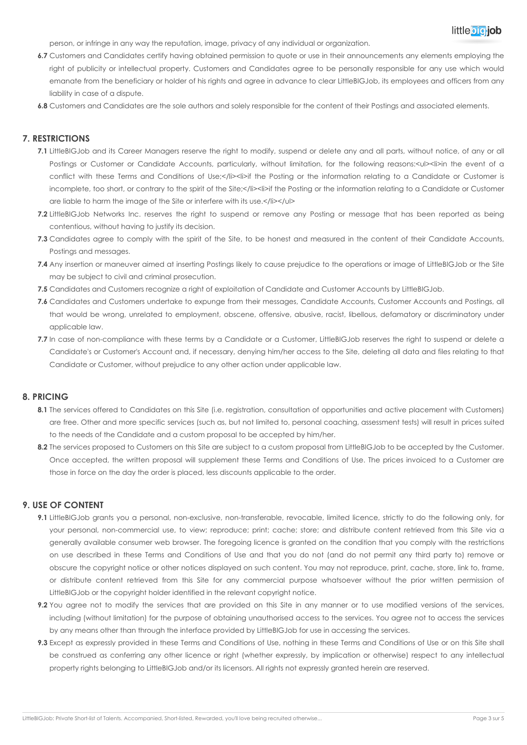person, or infringe in any way the reputation, image, privacy of any individual or organization.

**6.7** Customers and Candidates certify having obtained permission to quote or use in their announcements any elements employing the right of publicity or intellectual property. Customers and Candidates agree to be personally responsible for any use which would emanate from the beneficiary or holder of his rights and agree in advance to clear LittleBIGJob, its employees and officers from any liability in case of a dispute.

**6.8** Customers and Candidates are the sole authors and solely responsible for the content of their Postings and associated elements.

## 7. RESTRICTIONS

**7.1** LittleBIGJob and its Career Managers reserve the right to modify, suspend or delete any and all parts, without notice, of any or all Postings or Customer or Candidate Accounts, particularly, without limitation, for the following reasons:<ul><li>in the event of a conflict with these Terms and Conditions of Use;</li><li>if the Posting or the information relating to a Candidate or Customer is incomplete, too short, or contrary to the spirit of the Site;</li><li>if the Posting or the information relating to a Candidate or Customer are liable to harm the image of the Site or interfere with its use.</li></ul>

**7.2** LittleBIGJob Networks Inc. reserves the right to suspend or remove any Posting or message that has been reported as being contentious, without having to justify its decision.

**7.3** Candidates agree to comply with the spirit of the Site, to be honest and measured in the content of their Candidate Accounts, Postings and messages.

**7.4** Any insertion or maneuver aimed at inserting Postings likely to cause prejudice to the operations or image of LittleBIGJob or the Site may be subject to civil and criminal prosecution.

**7.5** Candidates and Customers recognize a right of exploitation of Candidate and Customer Accounts by LittleBIGJob.

**7.6** Candidates and Customers undertake to expunge from their messages, Candidate Accounts, Customer Accounts and Postings, all that would be wrong, unrelated to employment, obscene, offensive, abusive, racist, libellous, defamatory or discriminatory under applicable law.

**7.7** In case of non-compliance with these terms by a Candidate or a Customer, LittleBIGJob reserves the right to suspend or delete a Candidate's or Customer's Account and, if necessary, denying him/her access to the Site, deleting all data and files relating to that Candidate or Customer, without prejudice to any other action under applicable law.

## 8. PRICING

**8.1** The services offered to Candidates on this Site (i.e. registration, consultation of opportunities and active placement with Customers) are free. Other and more specific services (such as, but not limited to, personal coaching, assessment tests) will result in prices suited to the needs of the Candidate and a custom proposal to be accepted by him/her.

**8.2** The services proposed to Customers on this Site are subject to a custom proposal from LittleBIGJob to be accepted by the Customer. Once accepted, the written proposal will supplement these Terms and Conditions of Use. The prices invoiced to a Customer are those in force on the day the order is placed, less discounts applicable to the order.

## 9. USE OF CONTENT

**9.1** LittleBIGJob grants you a personal, non-exclusive, non-transferable, revocable, limited licence, strictly to do the following only, for your personal, non-commercial use, to view; reproduce; print; cache; store; and distribute content retrieved from this Site via a generally available consumer web browser. The foregoing licence is granted on the condition that you comply with the restrictions on use described in these Terms and Conditions of Use and that you do not (and do not permit any third party to) remove or obscure the copyright notice or other notices displayed on such content. You may not reproduce, print, cache, store, link to, frame, or distribute content retrieved from this Site for any commercial purpose whatsoever without the prior written permission of LittleBIGJob or the copyright holder identified in the relevant copyright notice.

**9.2** You agree not to modify the services that are provided on this Site in any manner or to use modified versions of the services, including (without limitation) for the purpose of obtaining unauthorised access to the services. You agree not to access the services by any means other than through the interface provided by LittleBIGJob for use in accessing the services.

**9.3** Except as expressly provided in these Terms and Conditions of Use, nothing in these Terms and Conditions of Use or on this Site shall be construed as conferring any other licence or right (whether expressly, by implication or otherwise) respect to any intellectual property rights belonging to LittleBIGJob and/or its licensors. All rights not expressly granted herein are reserved.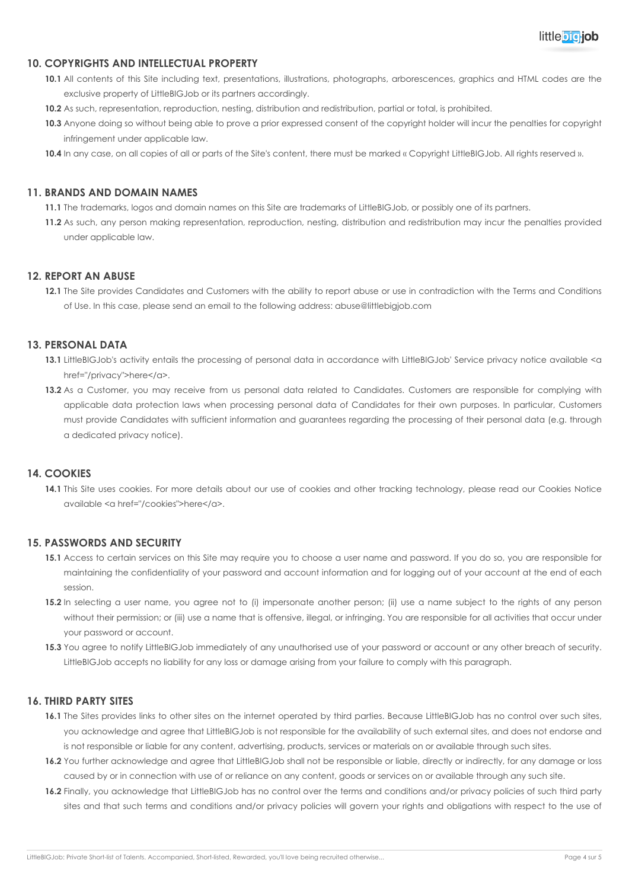## 10. COPYRIGHTS AND INTELLECTUAL PROPERTY

**10.1** All contents of this Site including text, presentations, illustrations, photographs, arborescences, graphics and HTML codes are the exclusive property of LittleBIGJob or its partners accordingly.

**10.2** As such, representation, reproduction, nesting, distribution and redistribution, partial or total, is prohibited.

**10.3** Anyone doing so without being able to prove a prior expressed consent of the copyright holder will incur the penalties for copyright infringement under applicable law.

**10.4** In any case, on all copies of all or parts of the Site's content, there must be marked « Copyright LittleBIGJob. All rights reserved ».

## 11. BRANDS AND DOMAIN NAMES

**11.1** The trademarks, logos and domain names on this Site are trademarks of LittleBIGJob, or possibly one of its partners.

**11.2** As such, any person making representation, reproduction, nesting, distribution and redistribution may incur the penalties provided under applicable law.

## 12. REPORT AN ABUSE

**12.1** The Site provides Candidates and Customers with the ability to report abuse or use in contradiction with the Terms and Conditions of Use. In this case, please send an email to the following address: abuse@littlebigjob.com

## 13. PERSONAL DATA

**13.1** LittleBIGJob's activity entails the processing of personal data in accordance with LittleBIGJob' Service privacy notice available <a href="/privacy">here</a>.

**13.2** As a Customer, you may receive from us personal data related to Candidates. Customers are responsible for complying with applicable data protection laws when processing personal data of Candidates for their own purposes. In particular, Customers must provide Candidates with sufficient information and guarantees regarding the processing of their personal data (e.g. through a dedicated privacy notice).

## 14. COOKIES

**14.1** This Site uses cookies. For more details about our use of cookies and other tracking technology, please read our Cookies Notice available <a href="/cookies">here</a>.

## 15. PASSWORDS AND SECURITY

**15.1** Access to certain services on this Site may require you to choose a user name and password. If you do so, you are responsible for maintaining the confidentiality of your password and account information and for logging out of your account at the end of each session.

**15.2** In selecting a user name, you agree not to (i) impersonate another person; (ii) use a name subject to the rights of any person without their permission; or (iii) use a name that is offensive, illegal, or infringing. You are responsible for all activities that occur under your password or account.

**15.3** You agree to notify LittleBIGJob immediately of any unauthorised use of your password or account or any other breach of security. LittleBIGJob accepts no liability for any loss or damage arising from your failure to comply with this paragraph.

## 16. THIRD PARTY SITES

**16.1** The Sites provides links to other sites on the internet operated by third parties. Because LittleBIGJob has no control over such sites, you acknowledge and agree that LittleBIGJob is not responsible for the availability of such external sites, and does not endorse and is not responsible or liable for any content, advertising, products, services or materials on or available through such sites.

**16.2** You further acknowledge and agree that LittleBIGJob shall not be responsible or liable, directly or indirectly, for any damage or loss caused by or in connection with use of or reliance on any content, goods or services on or available through any such site.

**16.2** Finally, you acknowledge that LittleBIGJob has no control over the terms and conditions and/or privacy policies of such third party sites and that such terms and conditions and/or privacy policies will govern your rights and obligations with respect to the use of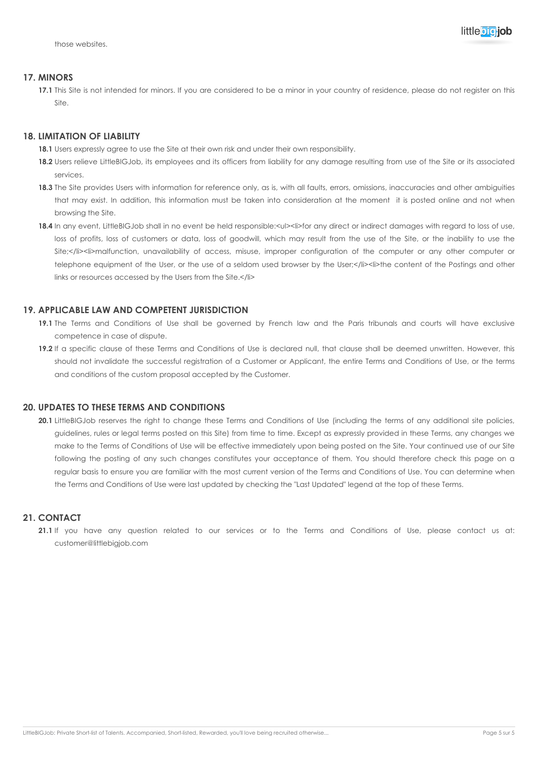those websites.

## 17. MINORS

**17.1** This Site is not intended for minors. If you are considered to be a minor in your country of residence, please do not register on this Site.

## 18. LIMITATION OF LIABILITY

**18.1** Users expressly agree to use the Site at their own risk and under their own responsibility.

**18.2** Users relieve LittleBIGJob, its employees and its officers from liability for any damage resulting from use of the Site or its associated services.

**18.3** The Site provides Users with information for reference only, as is, with all faults, errors, omissions, inaccuracies and other ambiguities that may exist. In addition, this information must be taken into consideration at the moment it is posted online and not when browsing the Site.

**18.4** In any event, LittleBIGJob shall in no event be held responsible:<ul><li>for any direct or indirect damages with regard to loss of use, loss of profits, loss of customers or data, loss of goodwill, which may result from the use of the Site, or the inability to use the Site;</li><li>malfunction, unavailability of access, misuse, improper configuration of the computer or any other computer or telephone equipment of the User, or the use of a seldom used browser by the User;</li><li>the content of the Postings and other links or resources accessed by the Users from the Site.</li>

## 19. APPLICABLE LAW AND COMPETENT JURISDICTION

**19.1** The Terms and Conditions of Use shall be governed by French law and the Paris tribunals and courts will have exclusive competence in case of dispute.

**19.2** If a specific clause of these Terms and Conditions of Use is declared null, that clause shall be deemed unwritten. However, this should not invalidate the successful registration of a Customer or Applicant, the entire Terms and Conditions of Use, or the terms and conditions of the custom proposal accepted by the Customer.

## 20. UPDATES TO THESE TERMS AND CONDITIONS

**20.1** LittleBIGJob reserves the right to change these Terms and Conditions of Use (including the terms of any additional site policies, guidelines, rules or legal terms posted on this Site) from time to time. Except as expressly provided in these Terms, any changes we make to the Terms of Conditions of Use will be effective immediately upon being posted on the Site. Your continued use of our Site following the posting of any such changes constitutes your acceptance of them. You should therefore check this page on a regular basis to ensure you are familiar with the most current version of the Terms and Conditions of Use. You can determine when the Terms and Conditions of Use were last updated by checking the "Last Updated" legend at the top of these Terms.

## 21. CONTACT

**21.1** If you have any question related to our services or to the Terms and Conditions of Use, please contact us at: customer@littlebigjob.com